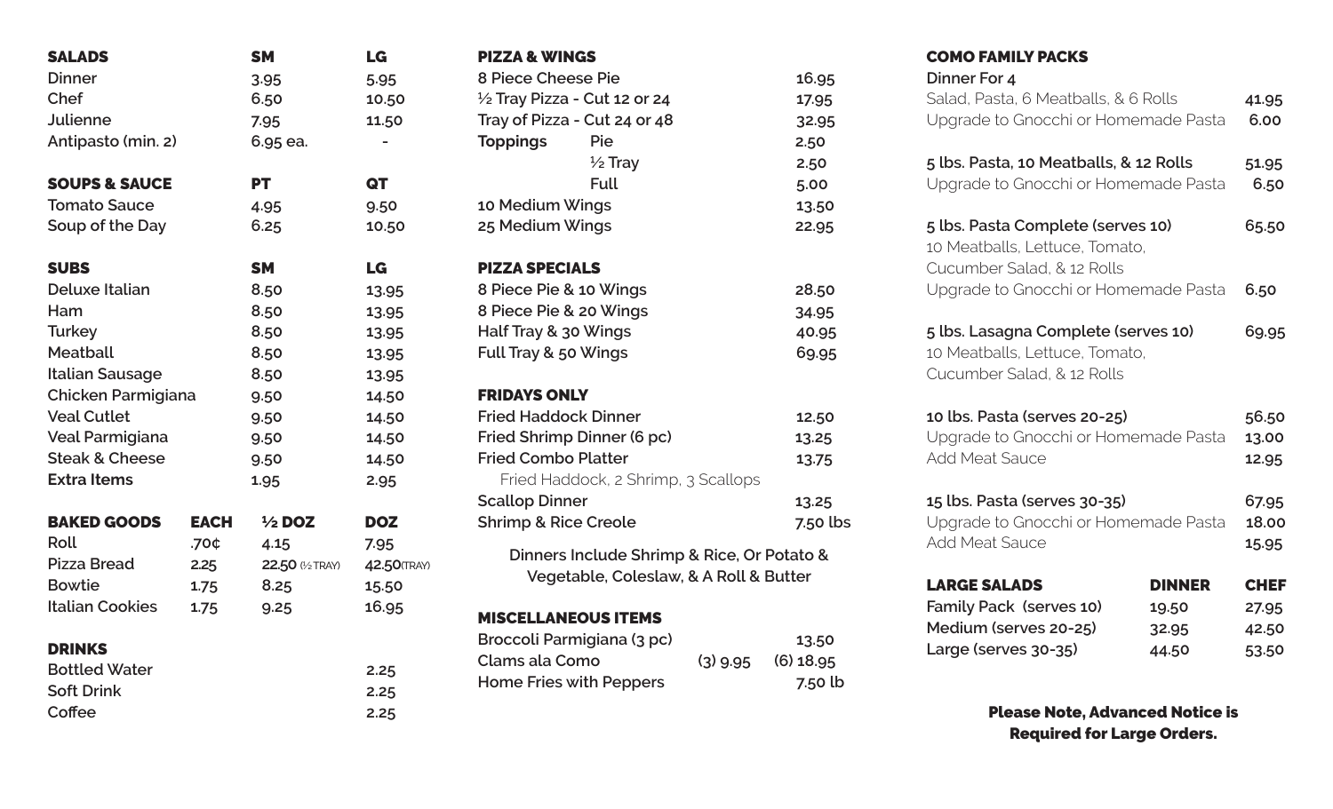## SALADS

| SALADS | SM | LG |
| --- | --- | --- |
| Dinner | 3.95 | 5.95 |
| Chef | 6.50 | 10.50 |
| Julienne | 7.95 | 11.50 |
| Antipasto (min. 2) | 6.95 ea. | - |

## SOUPS & SAUCE

| SOUPS & SAUCE | PT | QT |
| --- | --- | --- |
| Tomato Sauce | 4.95 | 9.50 |
| Soup of the Day | 6.25 | 10.50 |

## SUBS

| SUBS | SM | LG |
| --- | --- | --- |
| Deluxe Italian | 8.50 | 13.95 |
| Ham | 8.50 | 13.95 |
| Turkey | 8.50 | 13.95 |
| Meatball | 8.50 | 13.95 |
| Italian Sausage | 8.50 | 13.95 |
| Chicken Parmigiana | 9.50 | 14.50 |
| Veal Cutlet | 9.50 | 14.50 |
| Veal Parmigiana | 9.50 | 14.50 |
| Steak & Cheese | 9.50 | 14.50 |
| Extra Items | 1.95 | 2.95 |

## BAKED GOODS

| BAKED GOODS | EACH | ½ DOZ | DOZ |
| --- | --- | --- | --- |
| Roll | .70¢ | 4.15 | 7.95 |
| Pizza Bread | 2.25 | 22.50 (½ TRAY) | 42.50(TRAY) |
| Bowtie | 1.75 | 8.25 | 15.50 |
| Italian Cookies | 1.75 | 9.25 | 16.95 |

## DRINKS

| DRINKS | |
| --- | --- |
| Bottled Water | 2.25 |
| Soft Drink | 2.25 |
| Coffee | 2.25 |

## PIZZA & WINGS

| PIZZA & WINGS | | |
| --- | --- | --- |
| 8 Piece Cheese Pie | | 16.95 |
| ½ Tray Pizza - Cut 12 or 24 | | 17.95 |
| Tray of Pizza - Cut 24 or 48 | | 32.95 |
| Toppings | Pie | 2.50 |
| | ½ Tray | 2.50 |
| | Full | 5.00 |
| 10 Medium Wings | | 13.50 |
| 25 Medium Wings | | 22.95 |

## PIZZA SPECIALS

| PIZZA SPECIALS | |
| --- | --- |
| 8 Piece Pie & 10 Wings | 28.50 |
| 8 Piece Pie & 20 Wings | 34.95 |
| Half Tray & 30 Wings | 40.95 |
| Full Tray & 50 Wings | 69.95 |

## FRIDAYS ONLY

| FRIDAYS ONLY | |
| --- | --- |
| Fried Haddock Dinner | 12.50 |
| Fried Shrimp Dinner (6 pc) | 13.25 |
| Fried Combo Platter<br>Fried Haddock, 2 Shrimp, 3 Scallops | 13.75 |
| Scallop Dinner | 13.25 |
| Shrimp & Rice Creole | 7.50 lbs |

Dinners Include Shrimp & Rice, Or Potato & Vegetable, Coleslaw, & A Roll & Butter

## MISCELLANEOUS ITEMS

| MISCELLANEOUS ITEMS | | |
| --- | --- | --- |
| Broccoli Parmigiana (3 pc) | | 13.50 |
| Clams ala Como | (3) 9.95 | (6) 18.95 |
| Home Fries with Peppers | | 7.50 lb |

## COMO FAMILY PACKS

| COMO FAMILY PACKS | |
| --- | --- |
| **Dinner For 4**<br>Salad, Pasta, 6 Meatballs, & 6 Rolls | 41.95 |
| Upgrade to Gnocchi or Homemade Pasta | 6.00 |
| **5 lbs. Pasta, 10 Meatballs, & 12 Rolls** | 51.95 |
| Upgrade to Gnocchi or Homemade Pasta | 6.50 |
| **5 lbs. Pasta Complete (serves 10)**<br>10 Meatballs, Lettuce, Tomato, Cucumber Salad, & 12 Rolls | 65.50 |
| Upgrade to Gnocchi or Homemade Pasta | 6.50 |
| **5 lbs. Lasagna Complete (serves 10)**<br>10 Meatballs, Lettuce, Tomato, Cucumber Salad, & 12 Rolls | 69.95 |
| **10 lbs. Pasta (serves 20-25)** | 56.50 |
| Upgrade to Gnocchi or Homemade Pasta | 13.00 |
| Add Meat Sauce | 12.95 |
| **15 lbs. Pasta (serves 30-35)** | 67.95 |
| Upgrade to Gnocchi or Homemade Pasta | 18.00 |
| Add Meat Sauce | 15.95 |

## LARGE SALADS

| LARGE SALADS | DINNER | CHEF |
| --- | --- | --- |
| Family Pack (serves 10) | 19.50 | 27.95 |
| Medium (serves 20-25) | 32.95 | 42.50 |
| Large (serves 30-35) | 44.50 | 53.50 |

**Please Note, Advanced Notice is Required for Large Orders.**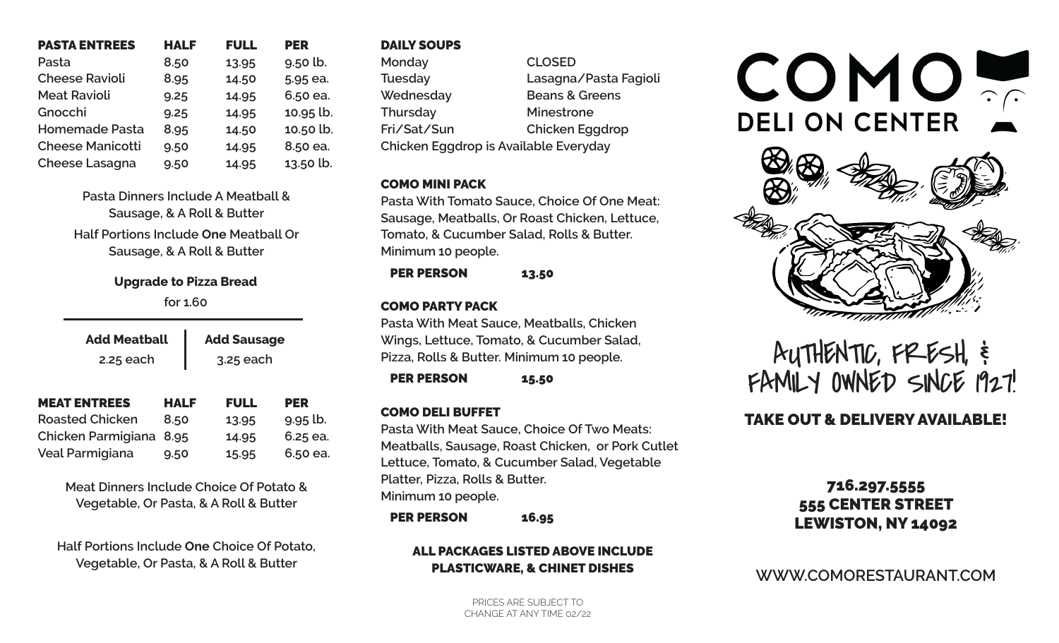## PASTA ENTREES

| PASTA ENTREES | HALF | FULL | PER |
|---|---|---|---|
| Pasta | 8.50 | 13.95 | 9.50 lb. |
| Cheese Ravioli | 8.95 | 14.50 | 5.95 ea. |
| Meat Ravioli | 9.25 | 14.95 | 6.50 ea. |
| Gnocchi | 9.25 | 14.95 | 10.95 lb. |
| Homemade Pasta | 8.95 | 14.50 | 10.50 lb. |
| Cheese Manicotti | 9.50 | 14.95 | 8.50 ea. |
| Cheese Lasagna | 9.50 | 14.95 | 13.50 lb. |

Pasta Dinners Include A Meatball & Sausage, & A Roll & Butter

Half Portions Include **One** Meatball Or Sausage, & A Roll & Butter

**Upgrade to Pizza Bread**
for 1.60

| Add Meatball | Add Sausage |
|---|---|
| 2.25 each | 3.25 each |

## MEAT ENTREES

| MEAT ENTREES | HALF | FULL | PER |
|---|---|---|---|
| Roasted Chicken | 8.50 | 13.95 | 9.95 lb. |
| Chicken Parmigiana | 8.95 | 14.95 | 6.25 ea. |
| Veal Parmigiana | 9.50 | 15.95 | 6.50 ea. |

Meat Dinners Include Choice Of Potato & Vegetable, Or Pasta, & A Roll & Butter

Half Portions Include **One** Choice Of Potato, Vegetable, Or Pasta, & A Roll & Butter

## DAILY SOUPS

| | |
|---|---|
| Monday | CLOSED |
| Tuesday | Lasagna/Pasta Fagioli |
| Wednesday | Beans & Greens |
| Thursday | Minestrone |
| Fri/Sat/Sun | Chicken Eggdrop |

Chicken Eggdrop is Available Everyday

## COMO MINI PACK

Pasta With Tomato Sauce, Choice Of One Meat: Sausage, Meatballs, Or Roast Chicken, Lettuce, Tomato, & Cucumber Salad, Rolls & Butter. Minimum 10 people.

**PER PERSON** 13.50

## COMO PARTY PACK

Pasta With Meat Sauce, Meatballs, Chicken Wings, Lettuce, Tomato, & Cucumber Salad, Pizza, Rolls & Butter. Minimum 10 people.

**PER PERSON** 15.50

## COMO DELI BUFFET

Pasta With Meat Sauce, Choice Of Two Meats: Meatballs, Sausage, Roast Chicken, or Pork Cutlet Lettuce, Tomato, & Cucumber Salad, Vegetable Platter, Pizza, Rolls & Butter.
Minimum 10 people.

**PER PERSON** 16.95

**ALL PACKAGES LISTED ABOVE INCLUDE PLASTICWARE, & CHINET DISHES**

PRICES ARE SUBJECT TO CHANGE AT ANY TIME 02/22

# COMO
## DELI ON CENTER

AUTHENTIC, FRESH, & FAMILY OWNED SINCE 1927!

**TAKE OUT & DELIVERY AVAILABLE!**

716.297.5555
555 CENTER STREET
LEWISTON, NY 14092

WWW.COMORESTAURANT.COM